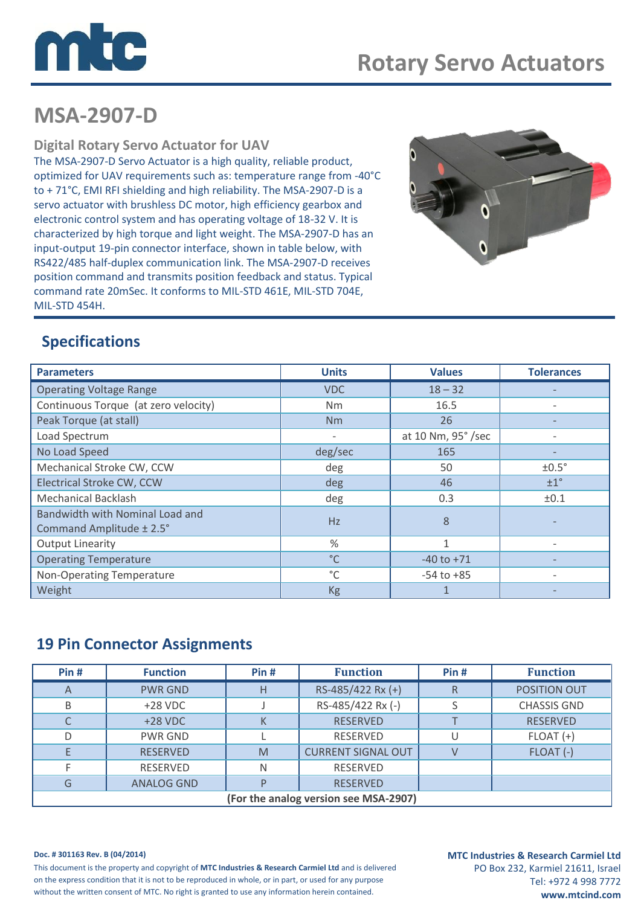# Rotary Servo Actuators

## MSA-2907-D

### Digital Rotary Servo Actuator for UAV

The MSA-2907-D Servo Actuator is a high quality, reliable product, optimized for UAV requirements such as: temperature range from -40°C to + 71°C, EMI RFI shielding and high reliability. The MSA-2907-D is a servo actuator with brushless DC motor, high efficiency gearbox and electronic control system and has operating voltage of 18-32 V. It is characterized by high torque and light weight. The MSA-2907-D has an input-output 19-pin connector interface, shown in table below, with RS422/485 half-duplex communication link. The MSA-2907-D receives position command and transmits position feedback and status. Typical command rate 20mSec. It conforms to MIL-STD 461E, MIL-STD 704E, MIL-STD 454H.

## Specifications

| Parameters | Units | Values | Tolerances |
|---|---|---|---|
| Operating Voltage Range | VDC | 18 – 32 | - |
| Continuous Torque (at zero velocity) | Nm | 16.5 | - |
| Peak Torque (at stall) | Nm | 26 | - |
| Load Spectrum | - | at 10 Nm, 95° /sec | - |
| No Load Speed | deg/sec | 165 | - |
| Mechanical Stroke CW, CCW | deg | 50 | ±0.5° |
| Electrical Stroke CW, CCW | deg | 46 | ±1° |
| Mechanical Backlash | deg | 0.3 | ±0.1 |
| Bandwidth with Nominal Load and Command Amplitude ± 2.5° | Hz | 8 | - |
| Output Linearity | % | 1 | - |
| Operating Temperature | °C | -40 to +71 | - |
| Non-Operating Temperature | °C | -54 to +85 | - |
| Weight | Kg | 1 | - |

## 19 Pin Connector Assignments

| Pin # | Function | Pin # | Function | Pin # | Function |
|---|---|---|---|---|---|
| A | PWR GND | H | RS-485/422 Rx (+) | R | POSITION OUT |
| B | +28 VDC | J | RS-485/422 Rx (-) | S | CHASSIS GND |
| C | +28 VDC | K | RESERVED | T | RESERVED |
| D | PWR GND | L | RESERVED | U | FLOAT (+) |
| E | RESERVED | M | CURRENT SIGNAL OUT | V | FLOAT (-) |
| F | RESERVED | N | RESERVED | | |
| G | ANALOG GND | P | RESERVED | | |

**(For the analog version see MSA-2907)**

**Doc. # 301163 Rev. B (04/2014)**

This document is the property and copyright of **MTC Industries & Research Carmiel Ltd** and is delivered on the express condition that it is not to be reproduced in whole, or in part, or used for any purpose without the written consent of MTC. No right is granted to use any information herein contained.

**MTC Industries & Research Carmiel Ltd**
PO Box 232, Karmiel 21611, Israel
Tel: +972 4 998 7772
**www.mtcind.com**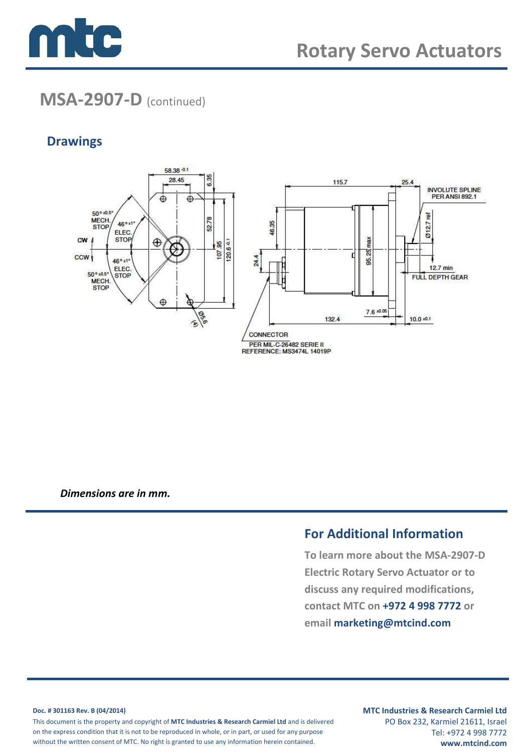# MSA-2907-D (continued)

## Drawings

58.38 -0.1
28.45
6.35
50° ±0.5°
MECH.
STOP
46° ±1°
ELEC.
STOP
CW
CCW
46° ±1°
ELEC.
STOP
50° ±0.5°
MECH.
STOP
52.78
107.95
120.6 -0.1
Ø5.6
(4)
115.7
25.4
INVOLUTE SPLINE
PER ANSI 892.1
46.35
Ø12.7 ref
24.4
95.25 max
12.7 min
FULL DEPTH GEAR
7.6 ±0.05
132.4
10.0 ±0.1
CONNECTOR
PER MIL-C-26482 SERIE II
REFERENCE: MS3474L 14019P

***Dimensions are in mm.***

## For Additional Information

**To learn more about the MSA-2907-D Electric Rotary Servo Actuator or to discuss any required modifications, contact MTC on +972 4 998 7772 or email marketing@mtcind.com**

**Doc. # 301163 Rev. B (04/2014)**

This document is the property and copyright of **MTC Industries & Research Carmiel Ltd** and is delivered on the express condition that it is not to be reproduced in whole, or in part, or used for any purpose without the written consent of MTC. No right is granted to use any information herein contained.

**MTC Industries & Research Carmiel Ltd**
PO Box 232, Karmiel 21611, Israel
Tel: +972 4 998 7772
**www.mtcind.com**